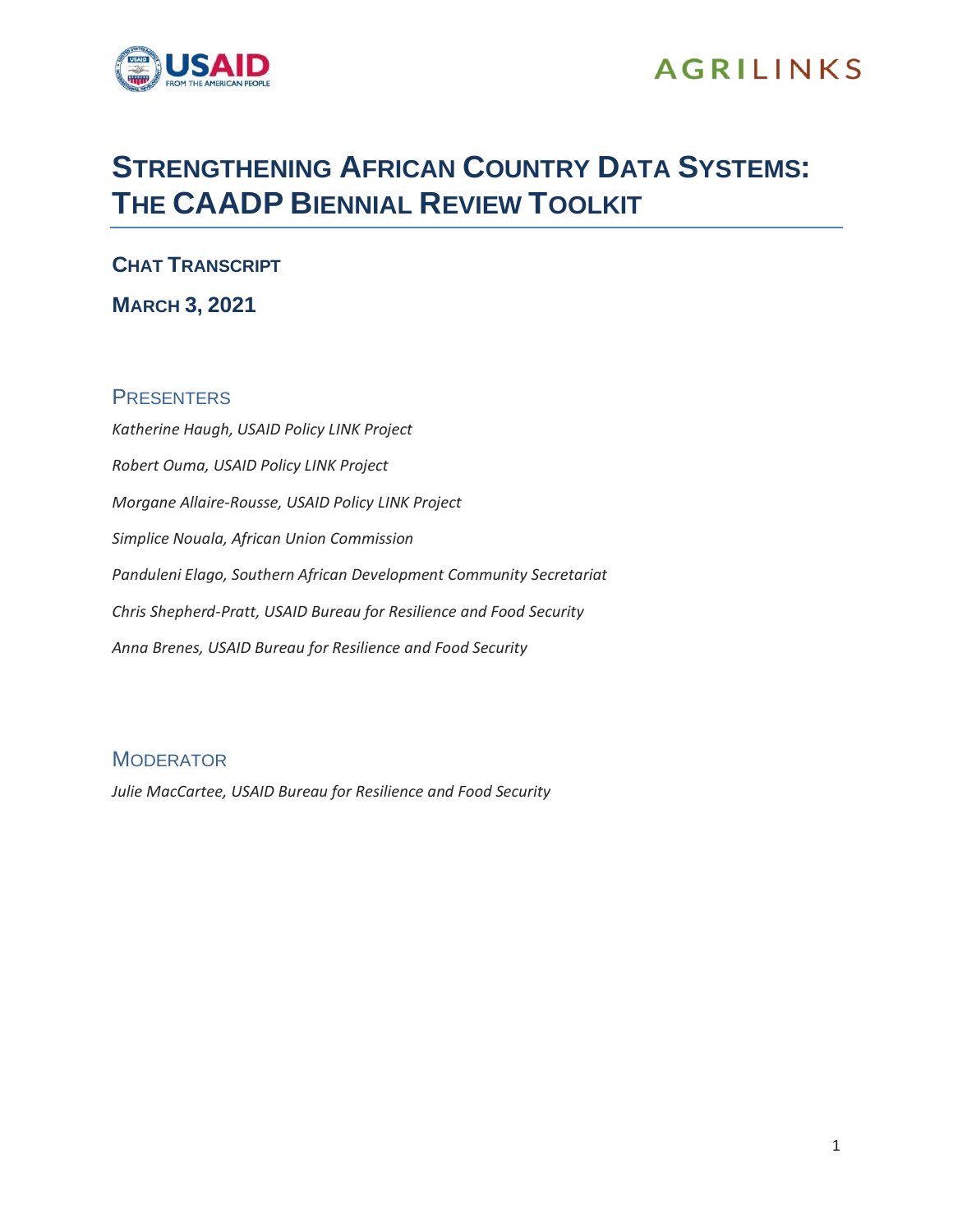# Strengthening African Country Data Systems: The CAADP Biennial Review Toolkit

## Chat Transcript

## March 3, 2021

### Presenters

*Katherine Haugh, USAID Policy LINK Project*

*Robert Ouma, USAID Policy LINK Project*

*Morgane Allaire-Rousse, USAID Policy LINK Project*

*Simplice Nouala, African Union Commission*

*Panduleni Elago, Southern African Development Community Secretariat*

*Chris Shepherd-Pratt, USAID Bureau for Resilience and Food Security*

*Anna Brenes, USAID Bureau for Resilience and Food Security*

### Moderator

*Julie MacCartee, USAID Bureau for Resilience and Food Security*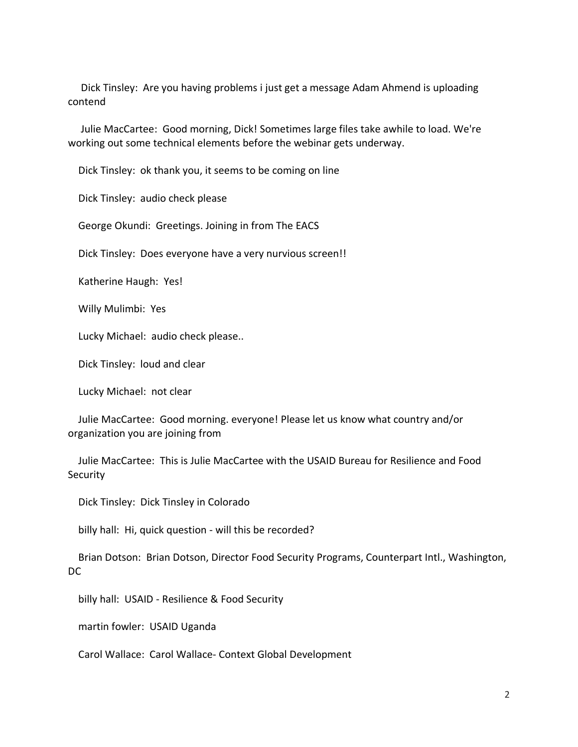Dick Tinsley: Are you having problems i just get a message Adam Ahmend is uploading contend

Julie MacCartee: Good morning, Dick! Sometimes large files take awhile to load. We're working out some technical elements before the webinar gets underway.

Dick Tinsley: ok thank you, it seems to be coming on line

Dick Tinsley: audio check please

George Okundi: Greetings. Joining in from The EACS

Dick Tinsley: Does everyone have a very nurvious screen!!

Katherine Haugh: Yes!

Willy Mulimbi: Yes

Lucky Michael: audio check please..

Dick Tinsley: loud and clear

Lucky Michael: not clear

Julie MacCartee: Good morning. everyone! Please let us know what country and/or organization you are joining from

Julie MacCartee: This is Julie MacCartee with the USAID Bureau for Resilience and Food Security

Dick Tinsley: Dick Tinsley in Colorado

billy hall: Hi, quick question - will this be recorded?

Brian Dotson: Brian Dotson, Director Food Security Programs, Counterpart Intl., Washington, DC

billy hall: USAID - Resilience & Food Security

martin fowler: USAID Uganda

Carol Wallace: Carol Wallace- Context Global Development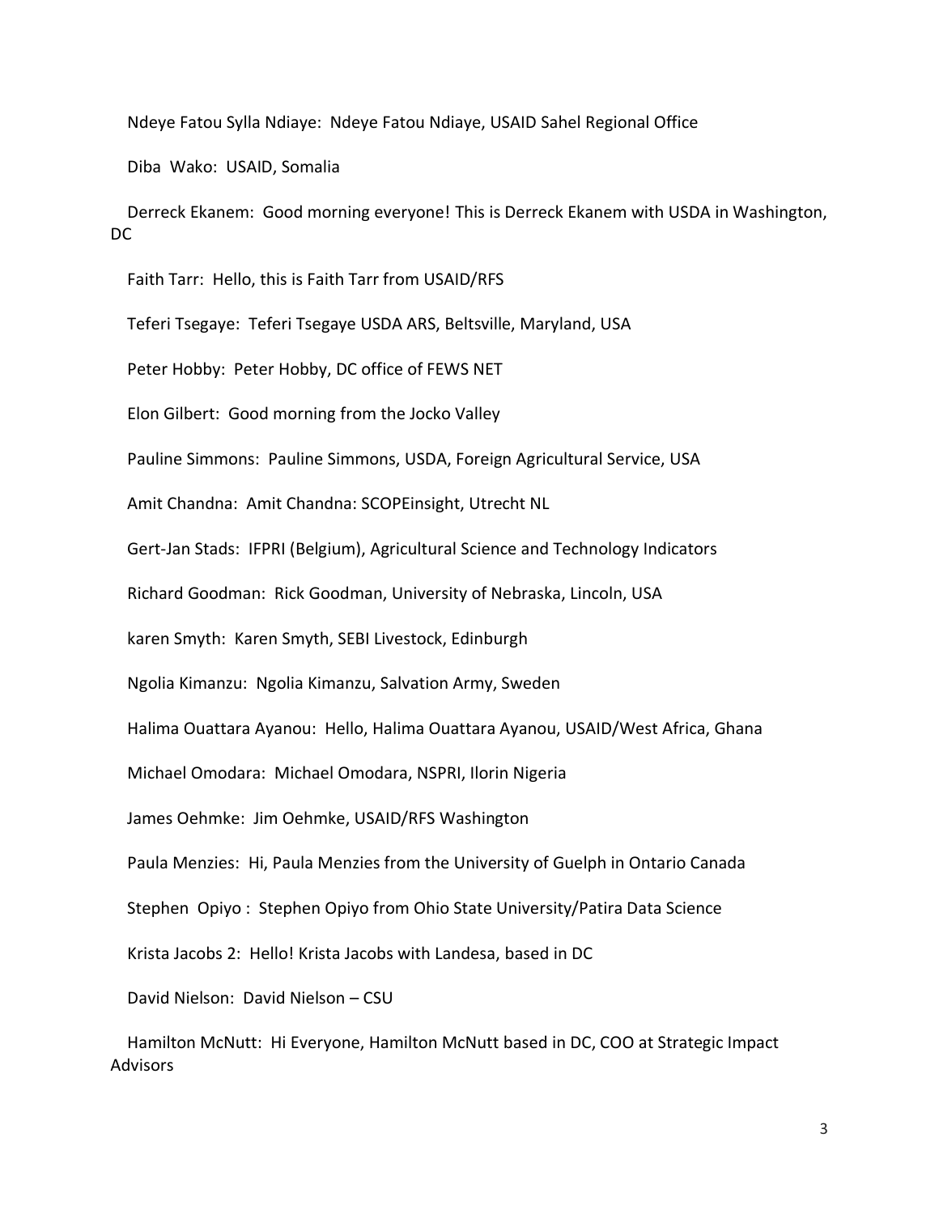Ndeye Fatou Sylla Ndiaye: Ndeye Fatou Ndiaye, USAID Sahel Regional Office

Diba Wako: USAID, Somalia

Derreck Ekanem: Good morning everyone! This is Derreck Ekanem with USDA in Washington, DC

Faith Tarr: Hello, this is Faith Tarr from USAID/RFS

Teferi Tsegaye: Teferi Tsegaye USDA ARS, Beltsville, Maryland, USA

Peter Hobby: Peter Hobby, DC office of FEWS NET

Elon Gilbert: Good morning from the Jocko Valley

Pauline Simmons: Pauline Simmons, USDA, Foreign Agricultural Service, USA

Amit Chandna: Amit Chandna: SCOPEinsight, Utrecht NL

Gert-Jan Stads: IFPRI (Belgium), Agricultural Science and Technology Indicators

Richard Goodman: Rick Goodman, University of Nebraska, Lincoln, USA

karen Smyth: Karen Smyth, SEBI Livestock, Edinburgh

Ngolia Kimanzu: Ngolia Kimanzu, Salvation Army, Sweden

Halima Ouattara Ayanou: Hello, Halima Ouattara Ayanou, USAID/West Africa, Ghana

Michael Omodara: Michael Omodara, NSPRI, Ilorin Nigeria

James Oehmke: Jim Oehmke, USAID/RFS Washington

Paula Menzies: Hi, Paula Menzies from the University of Guelph in Ontario Canada

Stephen Opiyo : Stephen Opiyo from Ohio State University/Patira Data Science

Krista Jacobs 2: Hello! Krista Jacobs with Landesa, based in DC

David Nielson: David Nielson – CSU

Hamilton McNutt: Hi Everyone, Hamilton McNutt based in DC, COO at Strategic Impact Advisors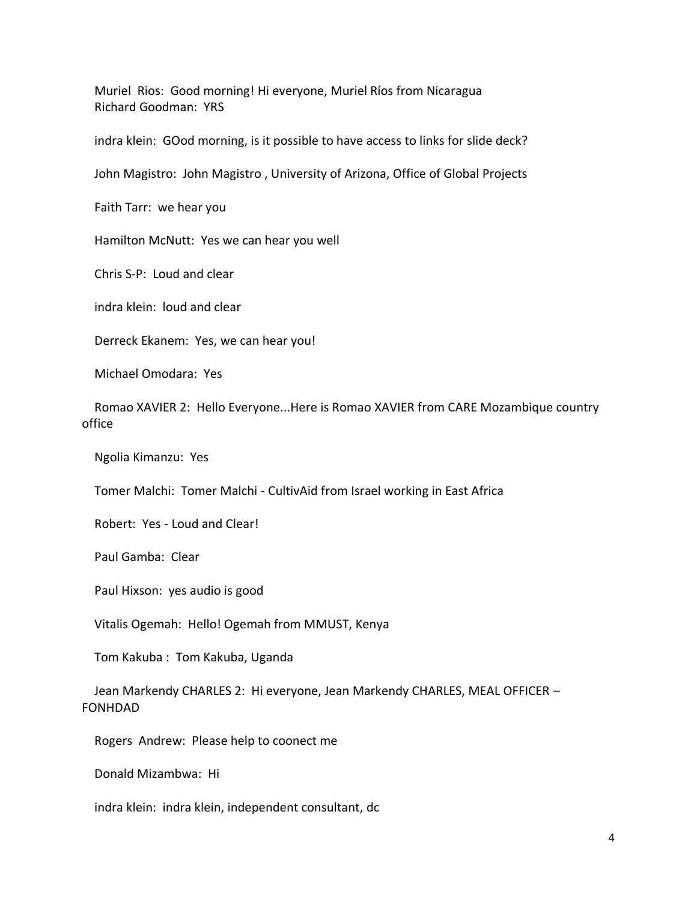Muriel Rios: Good morning! Hi everyone, Muriel Ríos from Nicaragua
Richard Goodman: YRS

indra klein: GOod morning, is it possible to have access to links for slide deck?

John Magistro: John Magistro , University of Arizona, Office of Global Projects

Faith Tarr: we hear you

Hamilton McNutt: Yes we can hear you well

Chris S-P: Loud and clear

indra klein: loud and clear

Derreck Ekanem: Yes, we can hear you!

Michael Omodara: Yes

Romao XAVIER 2: Hello Everyone...Here is Romao XAVIER from CARE Mozambique country office

Ngolia Kimanzu: Yes

Tomer Malchi: Tomer Malchi - CultivAid from Israel working in East Africa

Robert: Yes - Loud and Clear!

Paul Gamba: Clear

Paul Hixson: yes audio is good

Vitalis Ogemah: Hello! Ogemah from MMUST, Kenya

Tom Kakuba : Tom Kakuba, Uganda

Jean Markendy CHARLES 2: Hi everyone, Jean Markendy CHARLES, MEAL OFFICER – FONHDAD

Rogers Andrew: Please help to coonect me

Donald Mizambwa: Hi

indra klein: indra klein, independent consultant, dc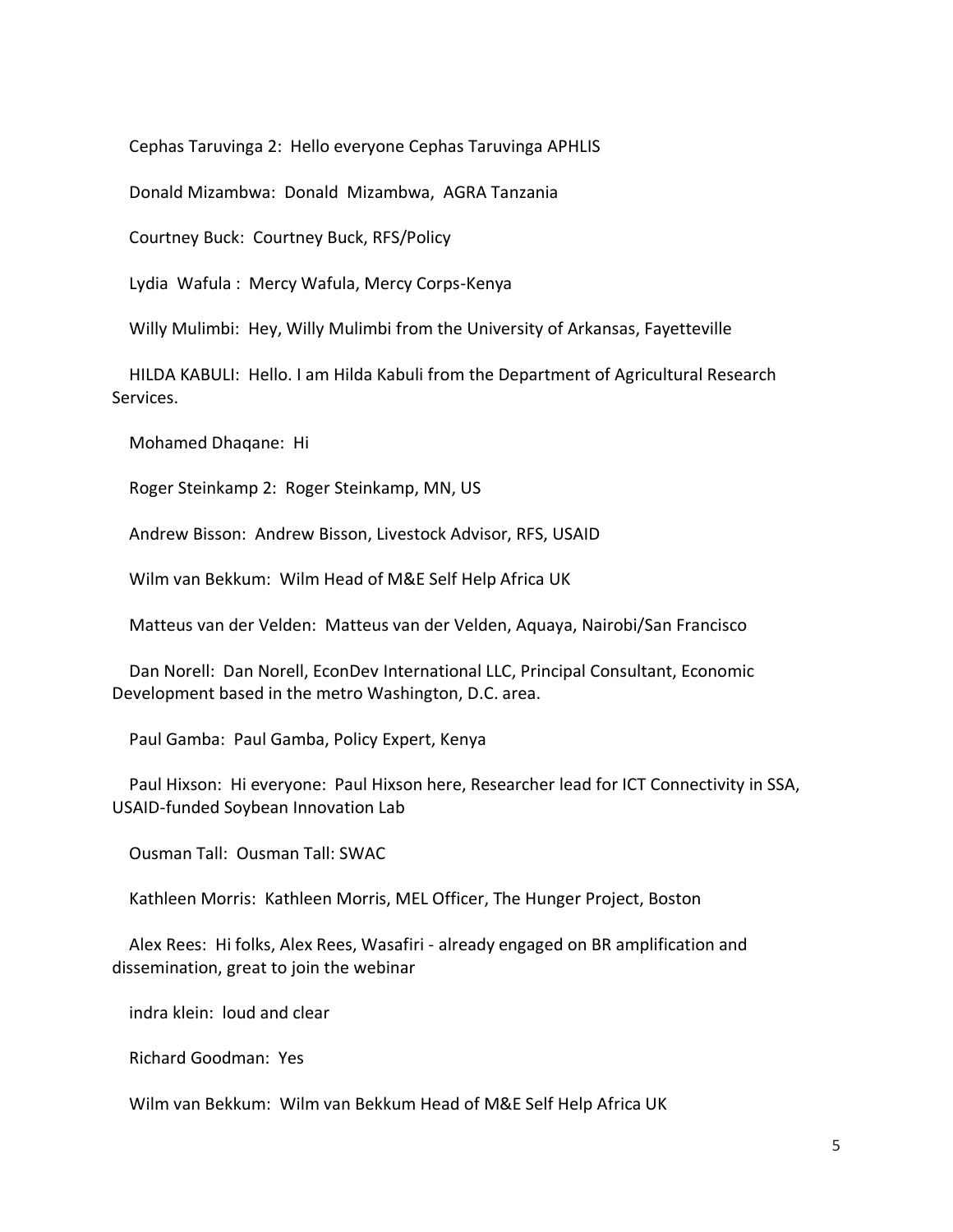Cephas Taruvinga 2: Hello everyone Cephas Taruvinga APHLIS

Donald Mizambwa: Donald Mizambwa, AGRA Tanzania

Courtney Buck: Courtney Buck, RFS/Policy

Lydia Wafula : Mercy Wafula, Mercy Corps-Kenya

Willy Mulimbi: Hey, Willy Mulimbi from the University of Arkansas, Fayetteville

HILDA KABULI: Hello. I am Hilda Kabuli from the Department of Agricultural Research Services.

Mohamed Dhaqane: Hi

Roger Steinkamp 2: Roger Steinkamp, MN, US

Andrew Bisson: Andrew Bisson, Livestock Advisor, RFS, USAID

Wilm van Bekkum: Wilm Head of M&E Self Help Africa UK

Matteus van der Velden: Matteus van der Velden, Aquaya, Nairobi/San Francisco

Dan Norell: Dan Norell, EconDev International LLC, Principal Consultant, Economic Development based in the metro Washington, D.C. area.

Paul Gamba: Paul Gamba, Policy Expert, Kenya

Paul Hixson: Hi everyone: Paul Hixson here, Researcher lead for ICT Connectivity in SSA, USAID-funded Soybean Innovation Lab

Ousman Tall: Ousman Tall: SWAC

Kathleen Morris: Kathleen Morris, MEL Officer, The Hunger Project, Boston

Alex Rees: Hi folks, Alex Rees, Wasafiri - already engaged on BR amplification and dissemination, great to join the webinar

indra klein: loud and clear

Richard Goodman: Yes

Wilm van Bekkum: Wilm van Bekkum Head of M&E Self Help Africa UK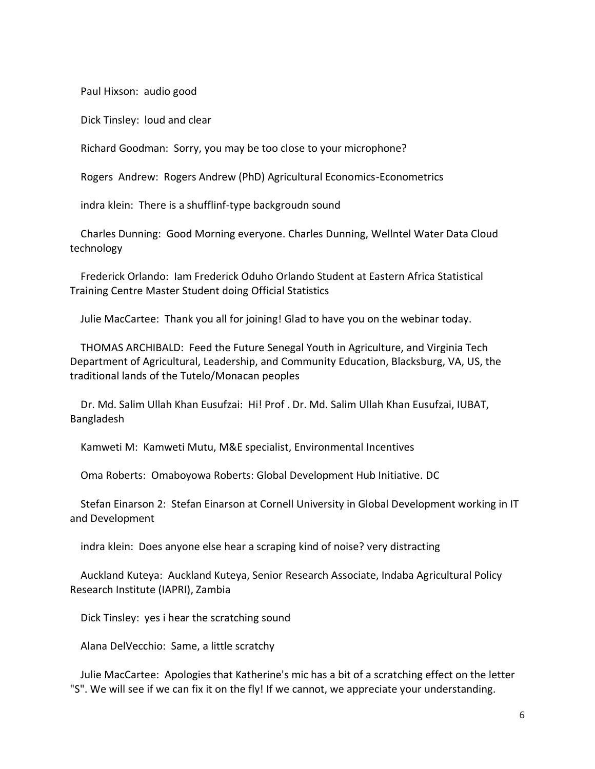Paul Hixson: audio good

Dick Tinsley: loud and clear

Richard Goodman: Sorry, you may be too close to your microphone?

Rogers Andrew: Rogers Andrew (PhD) Agricultural Economics-Econometrics

indra klein: There is a shufflinf-type backgroudn sound

Charles Dunning: Good Morning everyone. Charles Dunning, Wellntel Water Data Cloud technology

Frederick Orlando: Iam Frederick Oduho Orlando Student at Eastern Africa Statistical Training Centre Master Student doing Official Statistics

Julie MacCartee: Thank you all for joining! Glad to have you on the webinar today.

THOMAS ARCHIBALD: Feed the Future Senegal Youth in Agriculture, and Virginia Tech Department of Agricultural, Leadership, and Community Education, Blacksburg, VA, US, the traditional lands of the Tutelo/Monacan peoples

Dr. Md. Salim Ullah Khan Eusufzai: Hi! Prof . Dr. Md. Salim Ullah Khan Eusufzai, IUBAT, Bangladesh

Kamweti M: Kamweti Mutu, M&E specialist, Environmental Incentives

Oma Roberts: Omaboyowa Roberts: Global Development Hub Initiative. DC

Stefan Einarson 2: Stefan Einarson at Cornell University in Global Development working in IT and Development

indra klein: Does anyone else hear a scraping kind of noise? very distracting

Auckland Kuteya: Auckland Kuteya, Senior Research Associate, Indaba Agricultural Policy Research Institute (IAPRI), Zambia

Dick Tinsley: yes i hear the scratching sound

Alana DelVecchio: Same, a little scratchy

Julie MacCartee: Apologies that Katherine's mic has a bit of a scratching effect on the letter "S". We will see if we can fix it on the fly! If we cannot, we appreciate your understanding.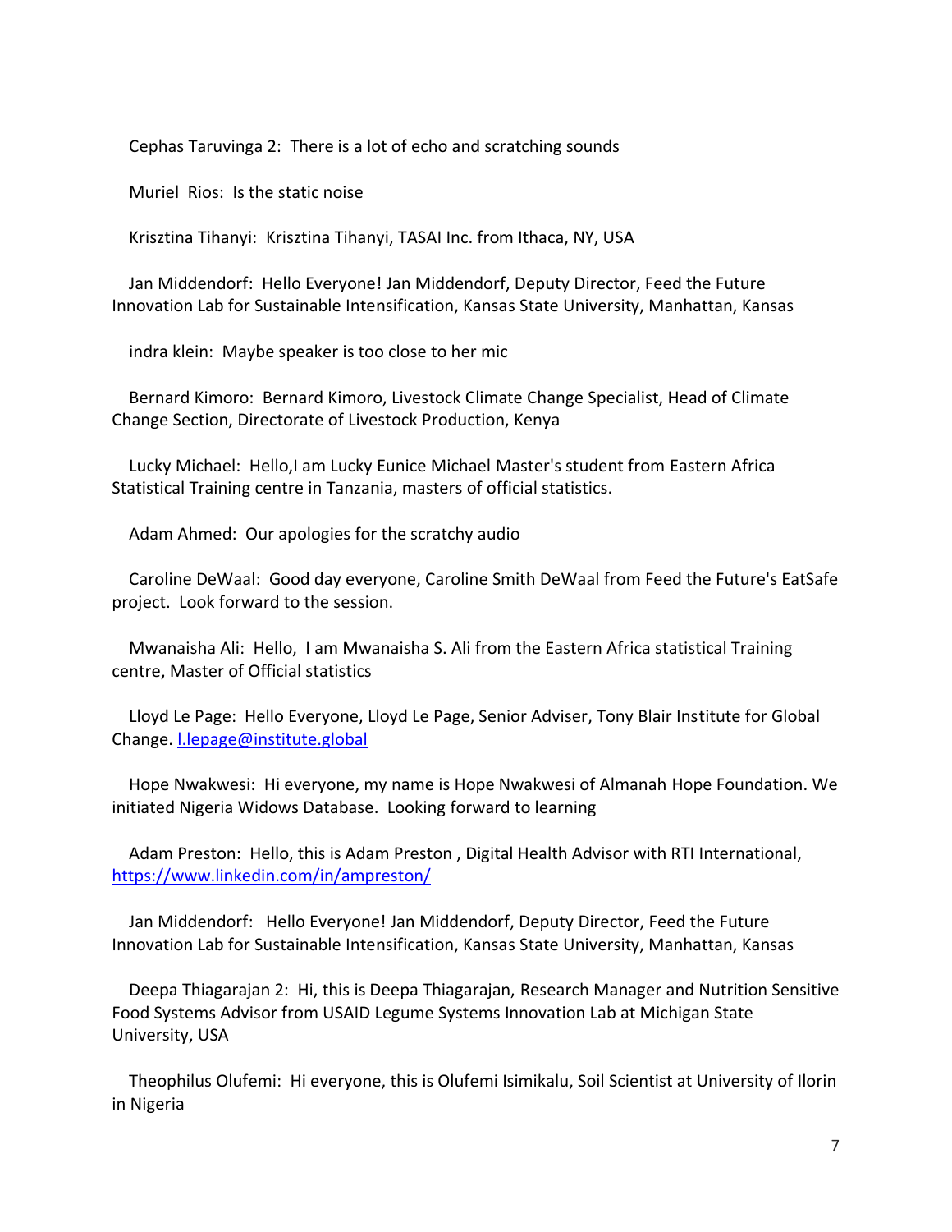Cephas Taruvinga 2:  There is a lot of echo and scratching sounds

Muriel  Rios:  Is the static noise

Krisztina Tihanyi:  Krisztina Tihanyi, TASAI Inc. from Ithaca, NY, USA

Jan Middendorf:  Hello Everyone! Jan Middendorf, Deputy Director, Feed the Future Innovation Lab for Sustainable Intensification, Kansas State University, Manhattan, Kansas

indra klein:  Maybe speaker is too close to her mic

Bernard Kimoro:  Bernard Kimoro, Livestock Climate Change Specialist, Head of Climate Change Section, Directorate of Livestock Production, Kenya

Lucky Michael:  Hello,I am Lucky Eunice Michael Master's student from Eastern Africa Statistical Training centre in Tanzania, masters of official statistics.

Adam Ahmed:  Our apologies for the scratchy audio

Caroline DeWaal:  Good day everyone, Caroline Smith DeWaal from Feed the Future's EatSafe project.  Look forward to the session.

Mwanaisha Ali:  Hello,  I am Mwanaisha S. Ali from the Eastern Africa statistical Training centre, Master of Official statistics

Lloyd Le Page:  Hello Everyone, Lloyd Le Page, Senior Adviser, Tony Blair Institute for Global Change. l.lepage@institute.global

Hope Nwakwesi:  Hi everyone, my name is Hope Nwakwesi of Almanah Hope Foundation. We initiated Nigeria Widows Database.  Looking forward to learning

Adam Preston:  Hello, this is Adam Preston , Digital Health Advisor with RTI International, https://www.linkedin.com/in/ampreston/

Jan Middendorf:   Hello Everyone! Jan Middendorf, Deputy Director, Feed the Future Innovation Lab for Sustainable Intensification, Kansas State University, Manhattan, Kansas

Deepa Thiagarajan 2:  Hi, this is Deepa Thiagarajan, Research Manager and Nutrition Sensitive Food Systems Advisor from USAID Legume Systems Innovation Lab at Michigan State University, USA

Theophilus Olufemi:  Hi everyone, this is Olufemi Isimikalu, Soil Scientist at University of Ilorin in Nigeria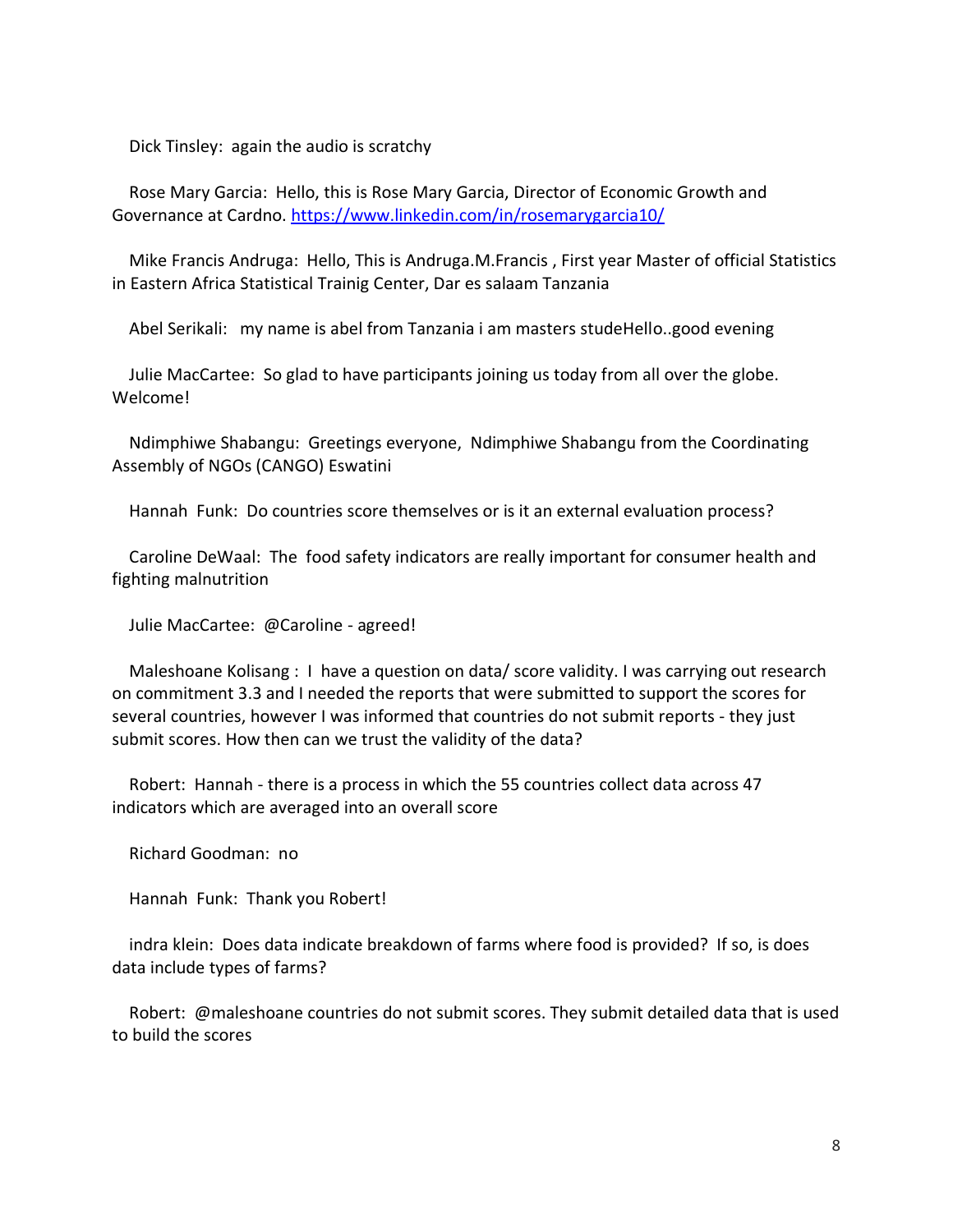Dick Tinsley: again the audio is scratchy

Rose Mary Garcia: Hello, this is Rose Mary Garcia, Director of Economic Growth and Governance at Cardno. [https://www.linkedin.com/in/rosemarygarcia10/](https://www.linkedin.com/in/rosemarygarcia10/)

Mike Francis Andruga: Hello, This is Andruga.M.Francis , First year Master of official Statistics in Eastern Africa Statistical Trainig Center, Dar es salaam Tanzania

Abel Serikali: my name is abel from Tanzania i am masters studeHello..good evening

Julie MacCartee: So glad to have participants joining us today from all over the globe. Welcome!

Ndimphiwe Shabangu: Greetings everyone, Ndimphiwe Shabangu from the Coordinating Assembly of NGOs (CANGO) Eswatini

Hannah Funk: Do countries score themselves or is it an external evaluation process?

Caroline DeWaal: The food safety indicators are really important for consumer health and fighting malnutrition

Julie MacCartee: @Caroline - agreed!

Maleshoane Kolisang : I have a question on data/ score validity. I was carrying out research on commitment 3.3 and I needed the reports that were submitted to support the scores for several countries, however I was informed that countries do not submit reports - they just submit scores. How then can we trust the validity of the data?

Robert: Hannah - there is a process in which the 55 countries collect data across 47 indicators which are averaged into an overall score

Richard Goodman: no

Hannah Funk: Thank you Robert!

indra klein: Does data indicate breakdown of farms where food is provided? If so, is does data include types of farms?

Robert: @maleshoane countries do not submit scores. They submit detailed data that is used to build the scores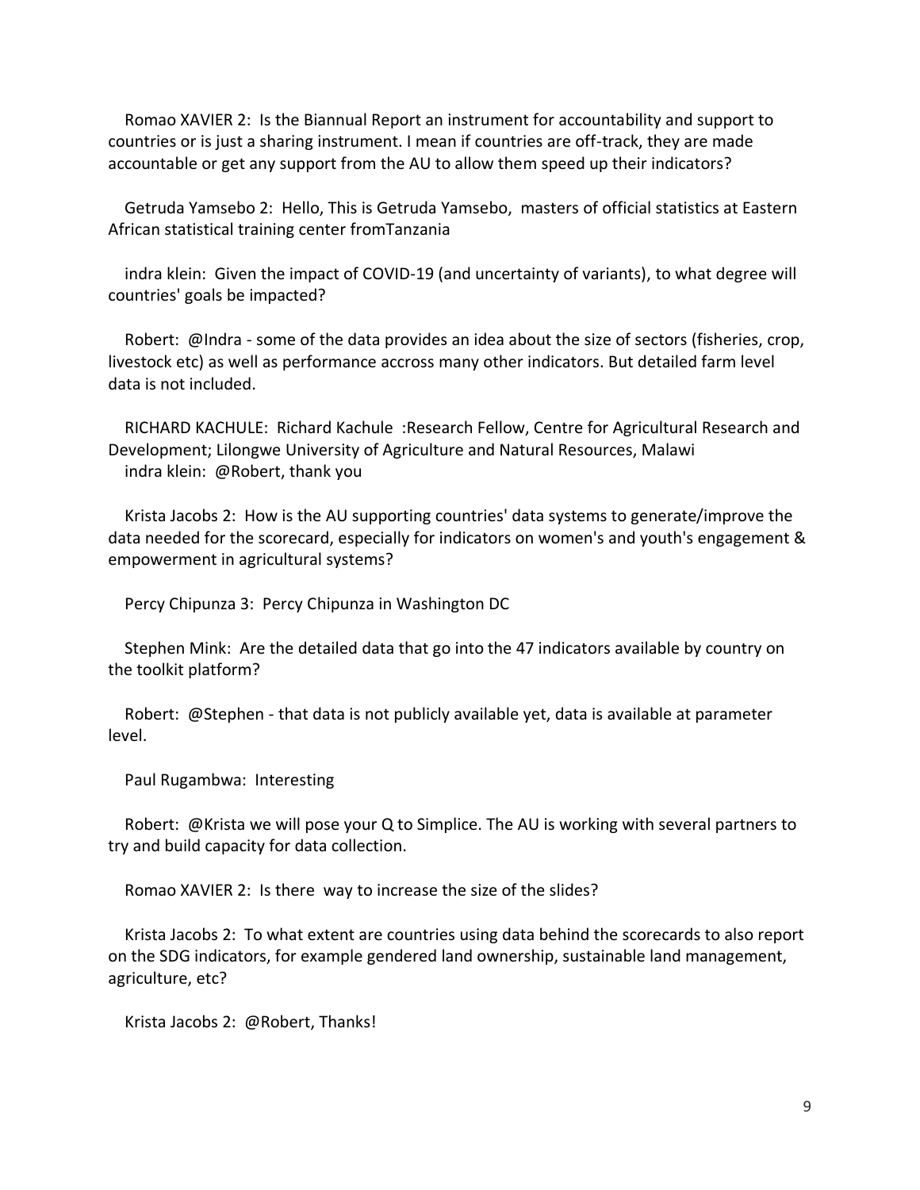Romao XAVIER 2:  Is the Biannual Report an instrument for accountability and support to countries or is just a sharing instrument. I mean if countries are off-track, they are made accountable or get any support from the AU to allow them speed up their indicators?

Getruda Yamsebo 2:  Hello, This is Getruda Yamsebo,  masters of official statistics at Eastern African statistical training center fromTanzania

indra klein:  Given the impact of COVID-19 (and uncertainty of variants), to what degree will countries' goals be impacted?

Robert:  @Indra - some of the data provides an idea about the size of sectors (fisheries, crop, livestock etc) as well as performance accross many other indicators. But detailed farm level data is not included.

RICHARD KACHULE:  Richard Kachule  :Research Fellow, Centre for Agricultural Research and Development; Lilongwe University of Agriculture and Natural Resources, Malawi
indra klein:  @Robert, thank you

Krista Jacobs 2:  How is the AU supporting countries' data systems to generate/improve the data needed for the scorecard, especially for indicators on women's and youth's engagement & empowerment in agricultural systems?

Percy Chipunza 3:  Percy Chipunza in Washington DC

Stephen Mink:  Are the detailed data that go into the 47 indicators available by country on the toolkit platform?

Robert:  @Stephen - that data is not publicly available yet, data is available at parameter level.

Paul Rugambwa:  Interesting

Robert:  @Krista we will pose your Q to Simplice. The AU is working with several partners to try and build capacity for data collection.

Romao XAVIER 2:  Is there  way to increase the size of the slides?

Krista Jacobs 2:  To what extent are countries using data behind the scorecards to also report on the SDG indicators, for example gendered land ownership, sustainable land management, agriculture, etc?

Krista Jacobs 2:  @Robert, Thanks!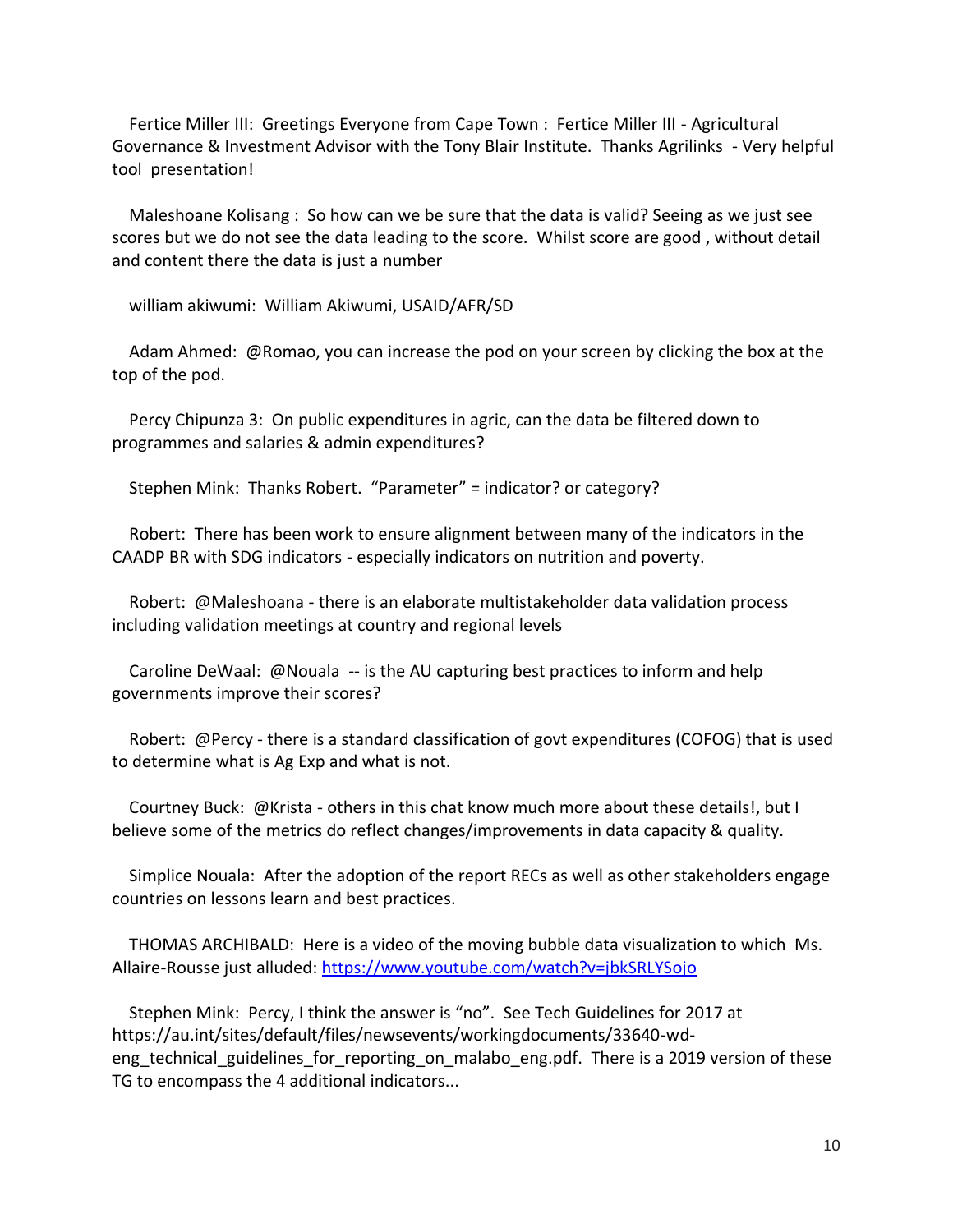Fertice Miller III:  Greetings Everyone from Cape Town :  Fertice Miller III - Agricultural Governance & Investment Advisor with the Tony Blair Institute.  Thanks Agrilinks  - Very helpful tool  presentation!

Maleshoane Kolisang :  So how can we be sure that the data is valid? Seeing as we just see scores but we do not see the data leading to the score.  Whilst score are good , without detail and content there the data is just a number

william akiwumi:  William Akiwumi, USAID/AFR/SD

Adam Ahmed:  @Romao, you can increase the pod on your screen by clicking the box at the top of the pod.

Percy Chipunza 3:  On public expenditures in agric, can the data be filtered down to programmes and salaries & admin expenditures?

Stephen Mink:  Thanks Robert.  "Parameter" = indicator? or category?

Robert:  There has been work to ensure alignment between many of the indicators in the CAADP BR with SDG indicators - especially indicators on nutrition and poverty.

Robert:  @Maleshoana - there is an elaborate multistakeholder data validation process including validation meetings at country and regional levels

Caroline DeWaal:  @Nouala  -- is the AU capturing best practices to inform and help governments improve their scores?

Robert:  @Percy - there is a standard classification of govt expenditures (COFOG) that is used to determine what is Ag Exp and what is not.

Courtney Buck:  @Krista - others in this chat know much more about these details!, but I believe some of the metrics do reflect changes/improvements in data capacity & quality.

Simplice Nouala:  After the adoption of the report RECs as well as other stakeholders engage countries on lessons learn and best practices.

THOMAS ARCHIBALD:  Here is a video of the moving bubble data visualization to which  Ms. Allaire-Rousse just alluded: https://www.youtube.com/watch?v=jbkSRLYSojo

Stephen Mink:  Percy, I think the answer is "no".  See Tech Guidelines for 2017 at https://au.int/sites/default/files/newsevents/workingdocuments/33640-wd-eng_technical_guidelines_for_reporting_on_malabo_eng.pdf.  There is a 2019 version of these TG to encompass the 4 additional indicators...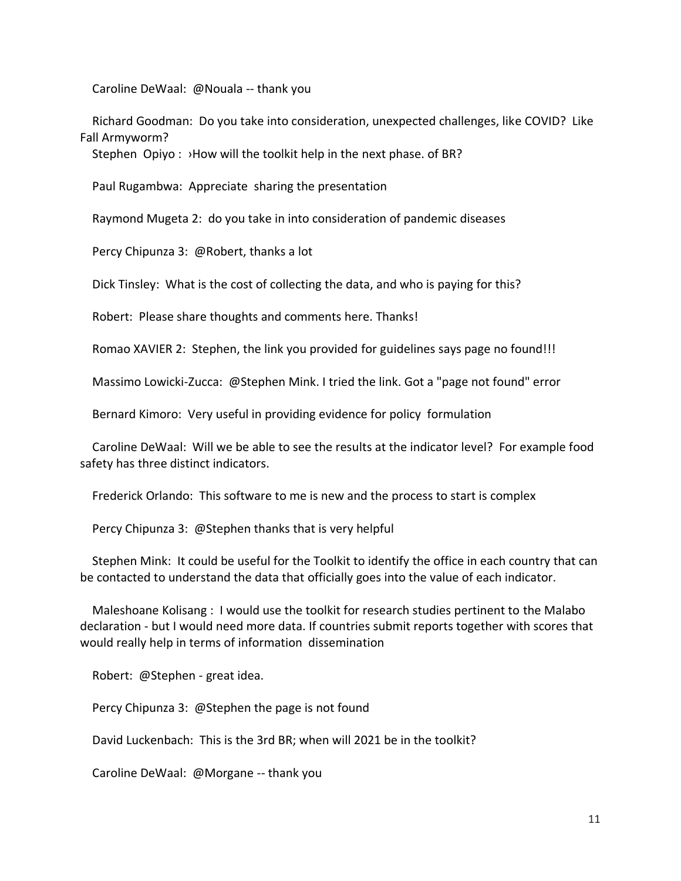Caroline DeWaal: @Nouala -- thank you

Richard Goodman: Do you take into consideration, unexpected challenges, like COVID? Like Fall Armyworm?

Stephen Opiyo : ›How will the toolkit help in the next phase. of BR?

Paul Rugambwa: Appreciate sharing the presentation

Raymond Mugeta 2: do you take in into consideration of pandemic diseases

Percy Chipunza 3: @Robert, thanks a lot

Dick Tinsley: What is the cost of collecting the data, and who is paying for this?

Robert: Please share thoughts and comments here. Thanks!

Romao XAVIER 2: Stephen, the link you provided for guidelines says page no found!!!

Massimo Lowicki-Zucca: @Stephen Mink. I tried the link. Got a "page not found" error

Bernard Kimoro: Very useful in providing evidence for policy formulation

Caroline DeWaal: Will we be able to see the results at the indicator level? For example food safety has three distinct indicators.

Frederick Orlando: This software to me is new and the process to start is complex

Percy Chipunza 3: @Stephen thanks that is very helpful

Stephen Mink: It could be useful for the Toolkit to identify the office in each country that can be contacted to understand the data that officially goes into the value of each indicator.

Maleshoane Kolisang : I would use the toolkit for research studies pertinent to the Malabo declaration - but I would need more data. If countries submit reports together with scores that would really help in terms of information dissemination

Robert: @Stephen - great idea.

Percy Chipunza 3: @Stephen the page is not found

David Luckenbach: This is the 3rd BR; when will 2021 be in the toolkit?

Caroline DeWaal: @Morgane -- thank you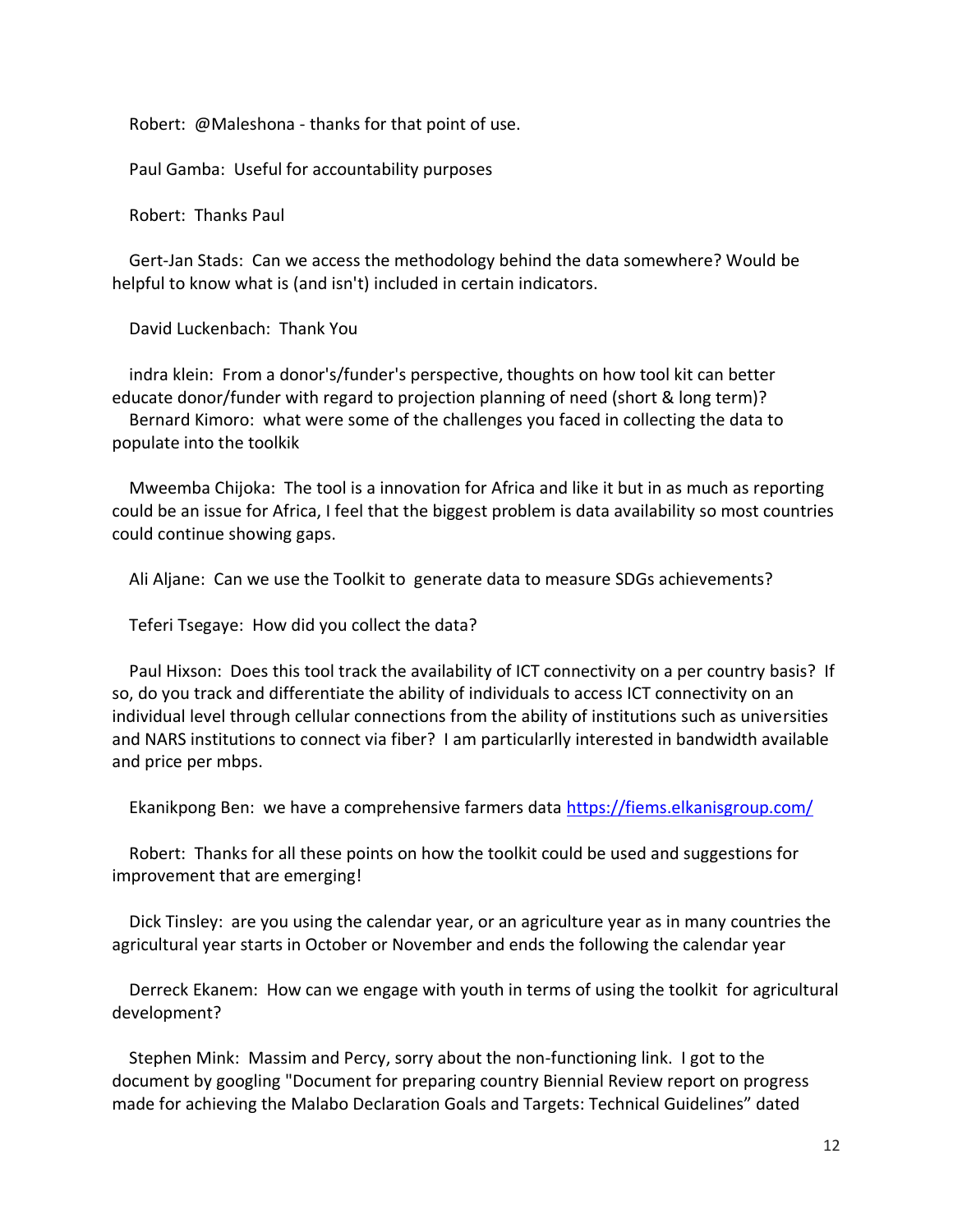Robert: @Maleshona - thanks for that point of use.

Paul Gamba: Useful for accountability purposes

Robert: Thanks Paul

Gert-Jan Stads: Can we access the methodology behind the data somewhere? Would be helpful to know what is (and isn't) included in certain indicators.

David Luckenbach: Thank You

indra klein: From a donor's/funder's perspective, thoughts on how tool kit can better educate donor/funder with regard to projection planning of need (short & long term)?

Bernard Kimoro: what were some of the challenges you faced in collecting the data to populate into the toolkik

Mweemba Chijoka: The tool is a innovation for Africa and like it but in as much as reporting could be an issue for Africa, I feel that the biggest problem is data availability so most countries could continue showing gaps.

Ali Aljane: Can we use the Toolkit to generate data to measure SDGs achievements?

Teferi Tsegaye: How did you collect the data?

Paul Hixson: Does this tool track the availability of ICT connectivity on a per country basis? If so, do you track and differentiate the ability of individuals to access ICT connectivity on an individual level through cellular connections from the ability of institutions such as universities and NARS institutions to connect via fiber? I am particularlly interested in bandwidth available and price per mbps.

Ekanikpong Ben: we have a comprehensive farmers data https://fiems.elkanisgroup.com/

Robert: Thanks for all these points on how the toolkit could be used and suggestions for improvement that are emerging!

Dick Tinsley: are you using the calendar year, or an agriculture year as in many countries the agricultural year starts in October or November and ends the following the calendar year

Derreck Ekanem: How can we engage with youth in terms of using the toolkit for agricultural development?

Stephen Mink: Massim and Percy, sorry about the non-functioning link. I got to the document by googling "Document for preparing country Biennial Review report on progress made for achieving the Malabo Declaration Goals and Targets: Technical Guidelines" dated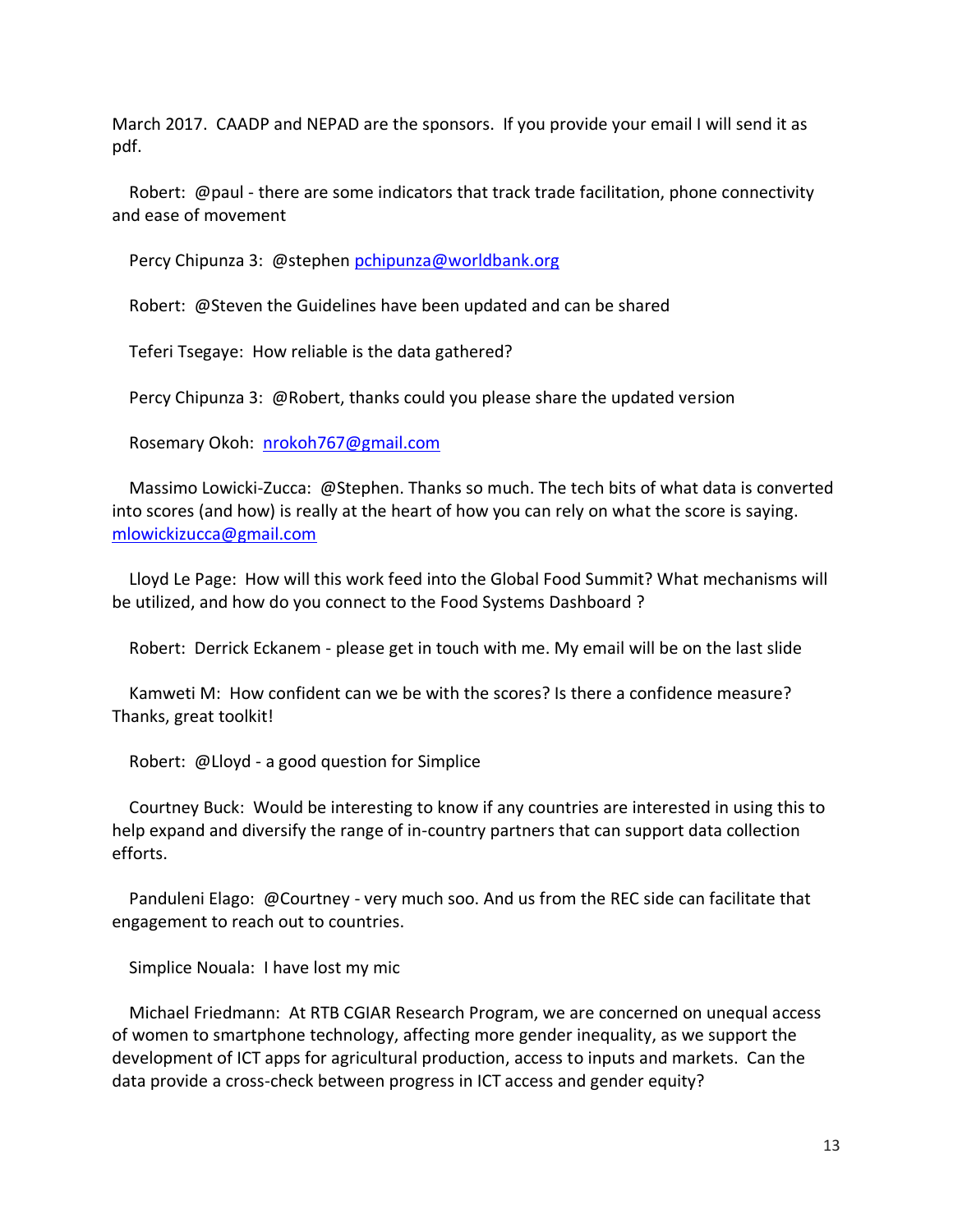March 2017. CAADP and NEPAD are the sponsors. If you provide your email I will send it as pdf.

Robert: @paul - there are some indicators that track trade facilitation, phone connectivity and ease of movement

Percy Chipunza 3: @stephen pchipunza@worldbank.org

Robert: @Steven the Guidelines have been updated and can be shared

Teferi Tsegaye: How reliable is the data gathered?

Percy Chipunza 3: @Robert, thanks could you please share the updated version

Rosemary Okoh: nrokoh767@gmail.com

Massimo Lowicki-Zucca: @Stephen. Thanks so much. The tech bits of what data is converted into scores (and how) is really at the heart of how you can rely on what the score is saying. mlowickizucca@gmail.com

Lloyd Le Page: How will this work feed into the Global Food Summit? What mechanisms will be utilized, and how do you connect to the Food Systems Dashboard ?

Robert: Derrick Eckanem - please get in touch with me. My email will be on the last slide

Kamweti M: How confident can we be with the scores? Is there a confidence measure? Thanks, great toolkit!

Robert: @Lloyd - a good question for Simplice

Courtney Buck: Would be interesting to know if any countries are interested in using this to help expand and diversify the range of in-country partners that can support data collection efforts.

Panduleni Elago: @Courtney - very much soo. And us from the REC side can facilitate that engagement to reach out to countries.

Simplice Nouala: I have lost my mic

Michael Friedmann: At RTB CGIAR Research Program, we are concerned on unequal access of women to smartphone technology, affecting more gender inequality, as we support the development of ICT apps for agricultural production, access to inputs and markets. Can the data provide a cross-check between progress in ICT access and gender equity?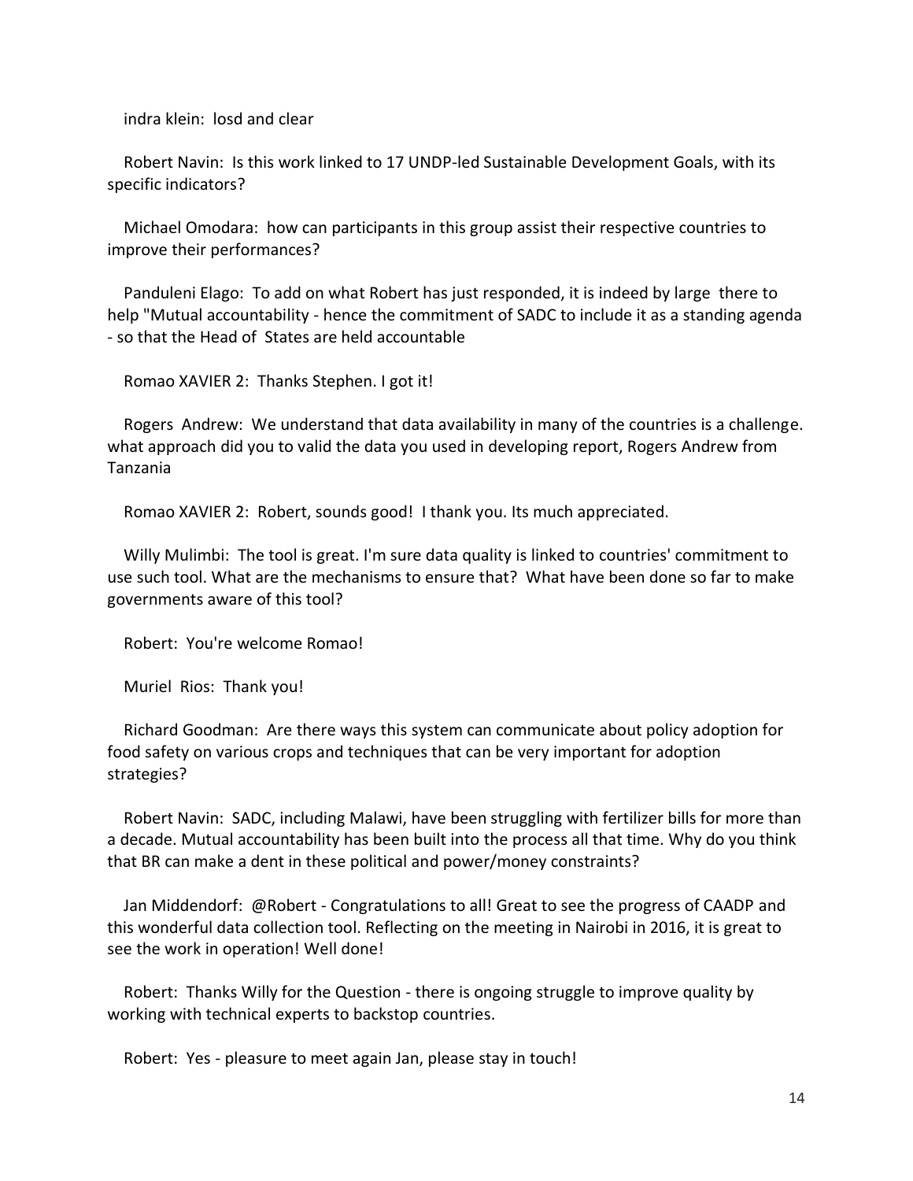indra klein: losd and clear

Robert Navin: Is this work linked to 17 UNDP-led Sustainable Development Goals, with its specific indicators?

Michael Omodara: how can participants in this group assist their respective countries to improve their performances?

Panduleni Elago: To add on what Robert has just responded, it is indeed by large there to help "Mutual accountability - hence the commitment of SADC to include it as a standing agenda - so that the Head of States are held accountable

Romao XAVIER 2: Thanks Stephen. I got it!

Rogers Andrew: We understand that data availability in many of the countries is a challenge. what approach did you to valid the data you used in developing report, Rogers Andrew from Tanzania

Romao XAVIER 2: Robert, sounds good! I thank you. Its much appreciated.

Willy Mulimbi: The tool is great. I'm sure data quality is linked to countries' commitment to use such tool. What are the mechanisms to ensure that? What have been done so far to make governments aware of this tool?

Robert: You're welcome Romao!

Muriel Rios: Thank you!

Richard Goodman: Are there ways this system can communicate about policy adoption for food safety on various crops and techniques that can be very important for adoption strategies?

Robert Navin: SADC, including Malawi, have been struggling with fertilizer bills for more than a decade. Mutual accountability has been built into the process all that time. Why do you think that BR can make a dent in these political and power/money constraints?

Jan Middendorf: @Robert - Congratulations to all! Great to see the progress of CAADP and this wonderful data collection tool. Reflecting on the meeting in Nairobi in 2016, it is great to see the work in operation! Well done!

Robert: Thanks Willy for the Question - there is ongoing struggle to improve quality by working with technical experts to backstop countries.

Robert: Yes - pleasure to meet again Jan, please stay in touch!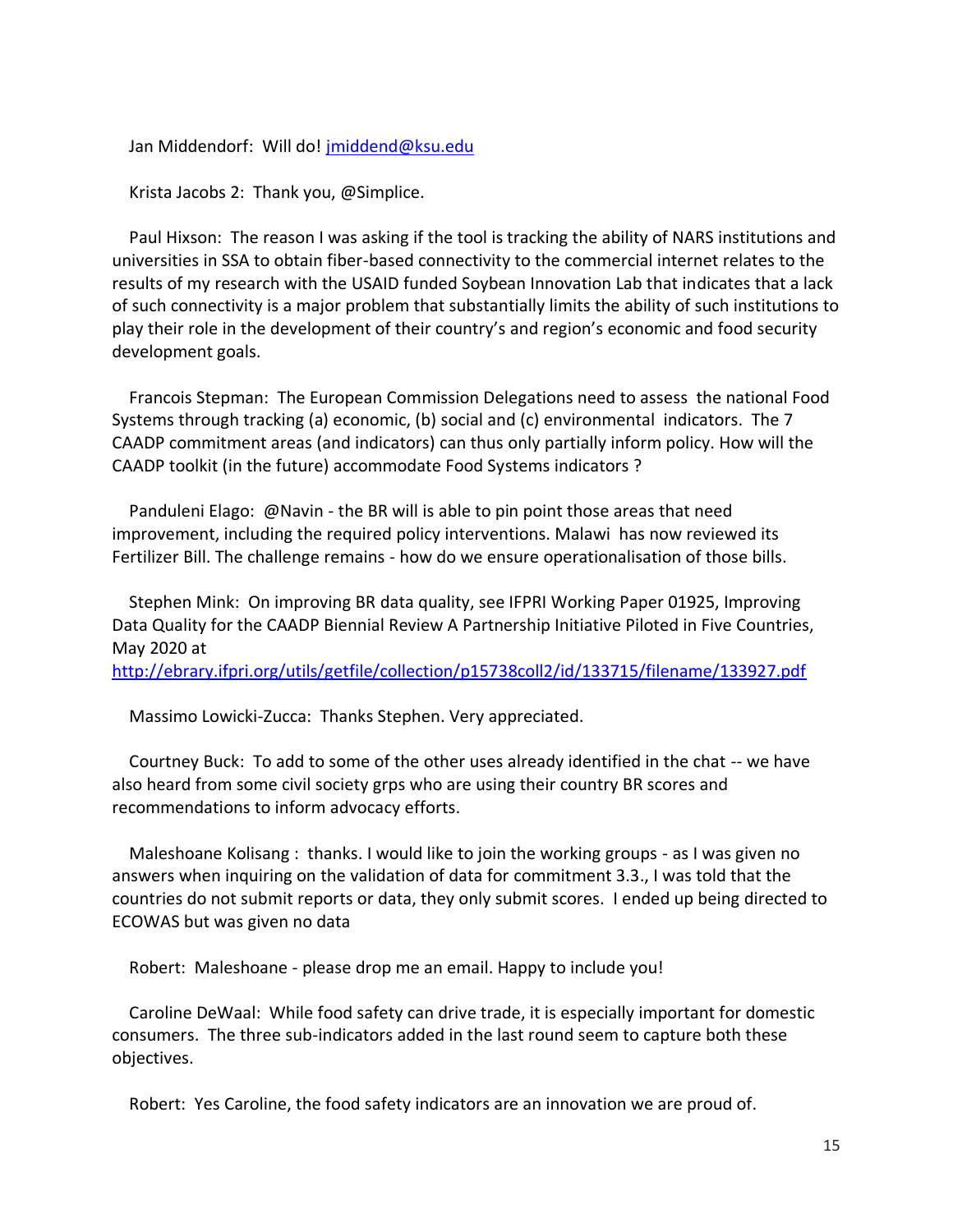Jan Middendorf: Will do! jmiddend@ksu.edu

Krista Jacobs 2: Thank you, @Simplice.

Paul Hixson: The reason I was asking if the tool is tracking the ability of NARS institutions and universities in SSA to obtain fiber-based connectivity to the commercial internet relates to the results of my research with the USAID funded Soybean Innovation Lab that indicates that a lack of such connectivity is a major problem that substantially limits the ability of such institutions to play their role in the development of their country's and region's economic and food security development goals.

Francois Stepman: The European Commission Delegations need to assess the national Food Systems through tracking (a) economic, (b) social and (c) environmental indicators. The 7 CAADP commitment areas (and indicators) can thus only partially inform policy. How will the CAADP toolkit (in the future) accommodate Food Systems indicators ?

Panduleni Elago: @Navin - the BR will is able to pin point those areas that need improvement, including the required policy interventions. Malawi has now reviewed its Fertilizer Bill. The challenge remains - how do we ensure operationalisation of those bills.

Stephen Mink: On improving BR data quality, see IFPRI Working Paper 01925, Improving Data Quality for the CAADP Biennial Review A Partnership Initiative Piloted in Five Countries, May 2020 at http://ebrary.ifpri.org/utils/getfile/collection/p15738coll2/id/133715/filename/133927.pdf

Massimo Lowicki-Zucca: Thanks Stephen. Very appreciated.

Courtney Buck: To add to some of the other uses already identified in the chat -- we have also heard from some civil society grps who are using their country BR scores and recommendations to inform advocacy efforts.

Maleshoane Kolisang : thanks. I would like to join the working groups - as I was given no answers when inquiring on the validation of data for commitment 3.3., I was told that the countries do not submit reports or data, they only submit scores. I ended up being directed to ECOWAS but was given no data

Robert: Maleshoane - please drop me an email. Happy to include you!

Caroline DeWaal: While food safety can drive trade, it is especially important for domestic consumers. The three sub-indicators added in the last round seem to capture both these objectives.

Robert: Yes Caroline, the food safety indicators are an innovation we are proud of.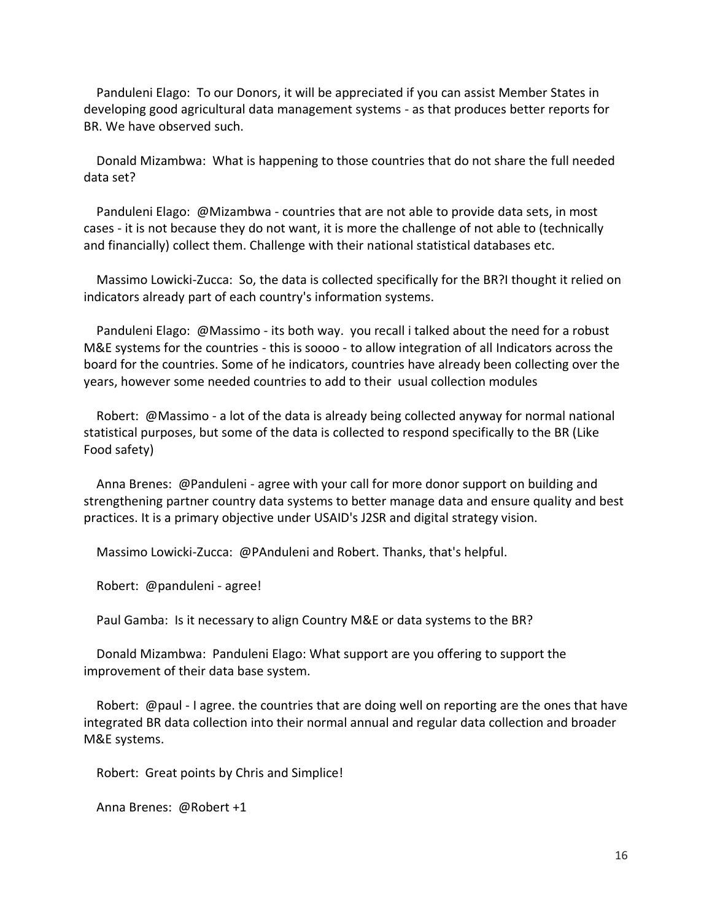Panduleni Elago: To our Donors, it will be appreciated if you can assist Member States in developing good agricultural data management systems - as that produces better reports for BR. We have observed such.

Donald Mizambwa: What is happening to those countries that do not share the full needed data set?

Panduleni Elago: @Mizambwa - countries that are not able to provide data sets, in most cases - it is not because they do not want, it is more the challenge of not able to (technically and financially) collect them. Challenge with their national statistical databases etc.

Massimo Lowicki-Zucca: So, the data is collected specifically for the BR?I thought it relied on indicators already part of each country's information systems.

Panduleni Elago: @Massimo - its both way. you recall i talked about the need for a robust M&E systems for the countries - this is soooo - to allow integration of all Indicators across the board for the countries. Some of he indicators, countries have already been collecting over the years, however some needed countries to add to their usual collection modules

Robert: @Massimo - a lot of the data is already being collected anyway for normal national statistical purposes, but some of the data is collected to respond specifically to the BR (Like Food safety)

Anna Brenes: @Panduleni - agree with your call for more donor support on building and strengthening partner country data systems to better manage data and ensure quality and best practices. It is a primary objective under USAID's J2SR and digital strategy vision.

Massimo Lowicki-Zucca: @PAnduleni and Robert. Thanks, that's helpful.

Robert: @panduleni - agree!

Paul Gamba: Is it necessary to align Country M&E or data systems to the BR?

Donald Mizambwa: Panduleni Elago: What support are you offering to support the improvement of their data base system.

Robert: @paul - I agree. the countries that are doing well on reporting are the ones that have integrated BR data collection into their normal annual and regular data collection and broader M&E systems.

Robert: Great points by Chris and Simplice!

Anna Brenes: @Robert +1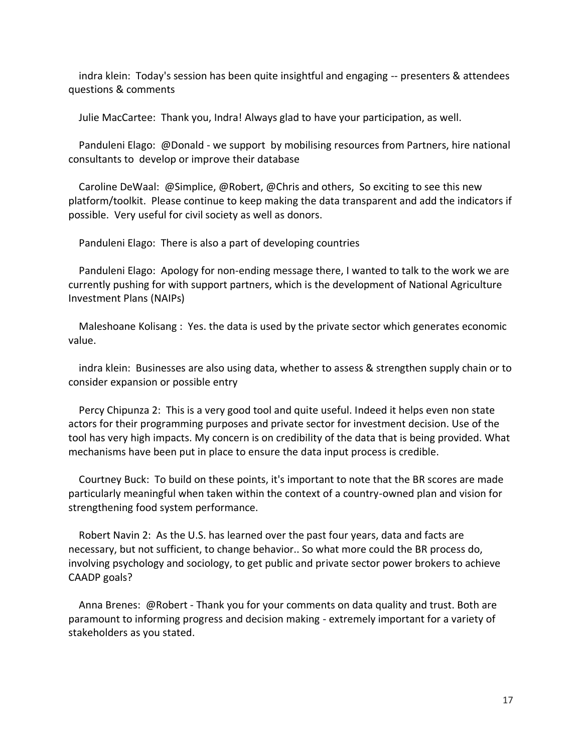indra klein: Today's session has been quite insightful and engaging -- presenters & attendees questions & comments

Julie MacCartee: Thank you, Indra! Always glad to have your participation, as well.

Panduleni Elago: @Donald - we support by mobilising resources from Partners, hire national consultants to develop or improve their database

Caroline DeWaal: @Simplice, @Robert, @Chris and others, So exciting to see this new platform/toolkit. Please continue to keep making the data transparent and add the indicators if possible. Very useful for civil society as well as donors.

Panduleni Elago: There is also a part of developing countries

Panduleni Elago: Apology for non-ending message there, I wanted to talk to the work we are currently pushing for with support partners, which is the development of National Agriculture Investment Plans (NAIPs)

Maleshoane Kolisang : Yes. the data is used by the private sector which generates economic value.

indra klein: Businesses are also using data, whether to assess & strengthen supply chain or to consider expansion or possible entry

Percy Chipunza 2: This is a very good tool and quite useful. Indeed it helps even non state actors for their programming purposes and private sector for investment decision. Use of the tool has very high impacts. My concern is on credibility of the data that is being provided. What mechanisms have been put in place to ensure the data input process is credible.

Courtney Buck: To build on these points, it's important to note that the BR scores are made particularly meaningful when taken within the context of a country-owned plan and vision for strengthening food system performance.

Robert Navin 2: As the U.S. has learned over the past four years, data and facts are necessary, but not sufficient, to change behavior.. So what more could the BR process do, involving psychology and sociology, to get public and private sector power brokers to achieve CAADP goals?

Anna Brenes: @Robert - Thank you for your comments on data quality and trust. Both are paramount to informing progress and decision making - extremely important for a variety of stakeholders as you stated.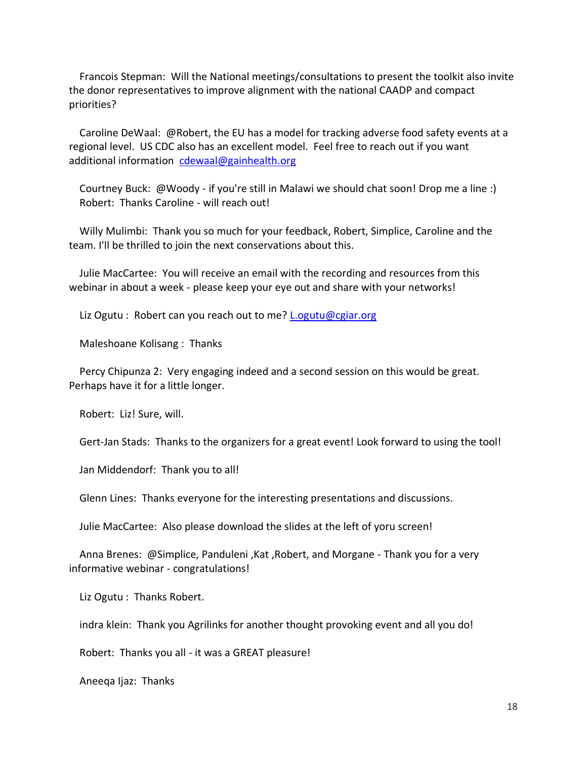Francois Stepman: Will the National meetings/consultations to present the toolkit also invite the donor representatives to improve alignment with the national CAADP and compact priorities?

Caroline DeWaal: @Robert, the EU has a model for tracking adverse food safety events at a regional level. US CDC also has an excellent model. Feel free to reach out if you want additional information cdewaal@gainhealth.org

Courtney Buck: @Woody - if you're still in Malawi we should chat soon! Drop me a line :)
Robert: Thanks Caroline - will reach out!

Willy Mulimbi: Thank you so much for your feedback, Robert, Simplice, Caroline and the team. I'll be thrilled to join the next conservations about this.

Julie MacCartee: You will receive an email with the recording and resources from this webinar in about a week - please keep your eye out and share with your networks!

Liz Ogutu : Robert can you reach out to me? L.ogutu@cgiar.org

Maleshoane Kolisang : Thanks

Percy Chipunza 2: Very engaging indeed and a second session on this would be great. Perhaps have it for a little longer.

Robert: Liz! Sure, will.

Gert-Jan Stads: Thanks to the organizers for a great event! Look forward to using the tool!

Jan Middendorf: Thank you to all!

Glenn Lines: Thanks everyone for the interesting presentations and discussions.

Julie MacCartee: Also please download the slides at the left of yoru screen!

Anna Brenes: @Simplice, Panduleni ,Kat ,Robert, and Morgane - Thank you for a very informative webinar - congratulations!

Liz Ogutu : Thanks Robert.

indra klein: Thank you Agrilinks for another thought provoking event and all you do!

Robert: Thanks you all - it was a GREAT pleasure!

Aneeqa Ijaz: Thanks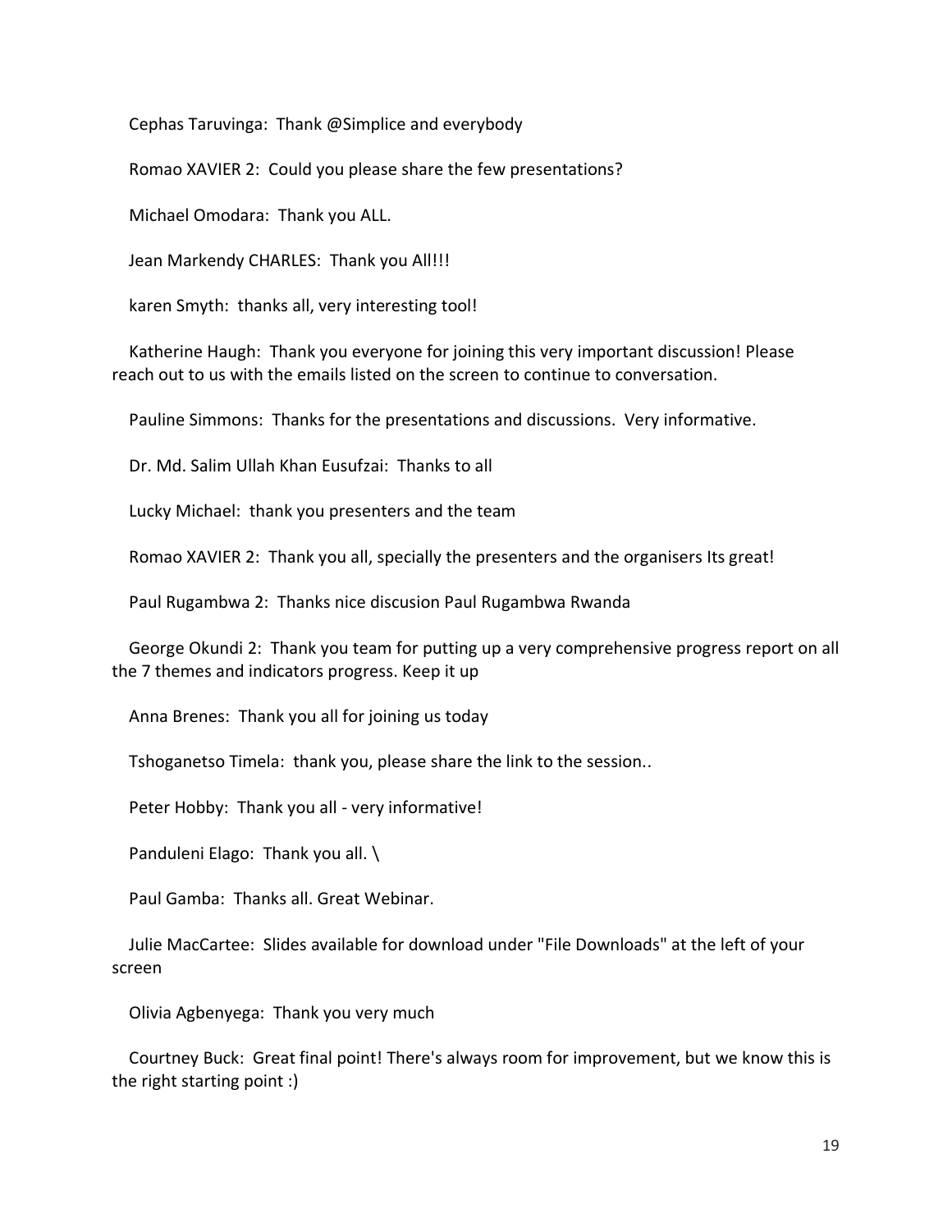Cephas Taruvinga: Thank @Simplice and everybody

Romao XAVIER 2: Could you please share the few presentations?

Michael Omodara: Thank you ALL.

Jean Markendy CHARLES: Thank you All!!!

karen Smyth: thanks all, very interesting tool!

Katherine Haugh: Thank you everyone for joining this very important discussion! Please reach out to us with the emails listed on the screen to continue to conversation.

Pauline Simmons: Thanks for the presentations and discussions. Very informative.

Dr. Md. Salim Ullah Khan Eusufzai: Thanks to all

Lucky Michael: thank you presenters and the team

Romao XAVIER 2: Thank you all, specially the presenters and the organisers Its great!

Paul Rugambwa 2: Thanks nice discusion Paul Rugambwa Rwanda

George Okundi 2: Thank you team for putting up a very comprehensive progress report on all the 7 themes and indicators progress. Keep it up

Anna Brenes: Thank you all for joining us today

Tshoganetso Timela: thank you, please share the link to the session..

Peter Hobby: Thank you all - very informative!

Panduleni Elago: Thank you all. \

Paul Gamba: Thanks all. Great Webinar.

Julie MacCartee: Slides available for download under "File Downloads" at the left of your screen

Olivia Agbenyega: Thank you very much

Courtney Buck: Great final point! There's always room for improvement, but we know this is the right starting point :)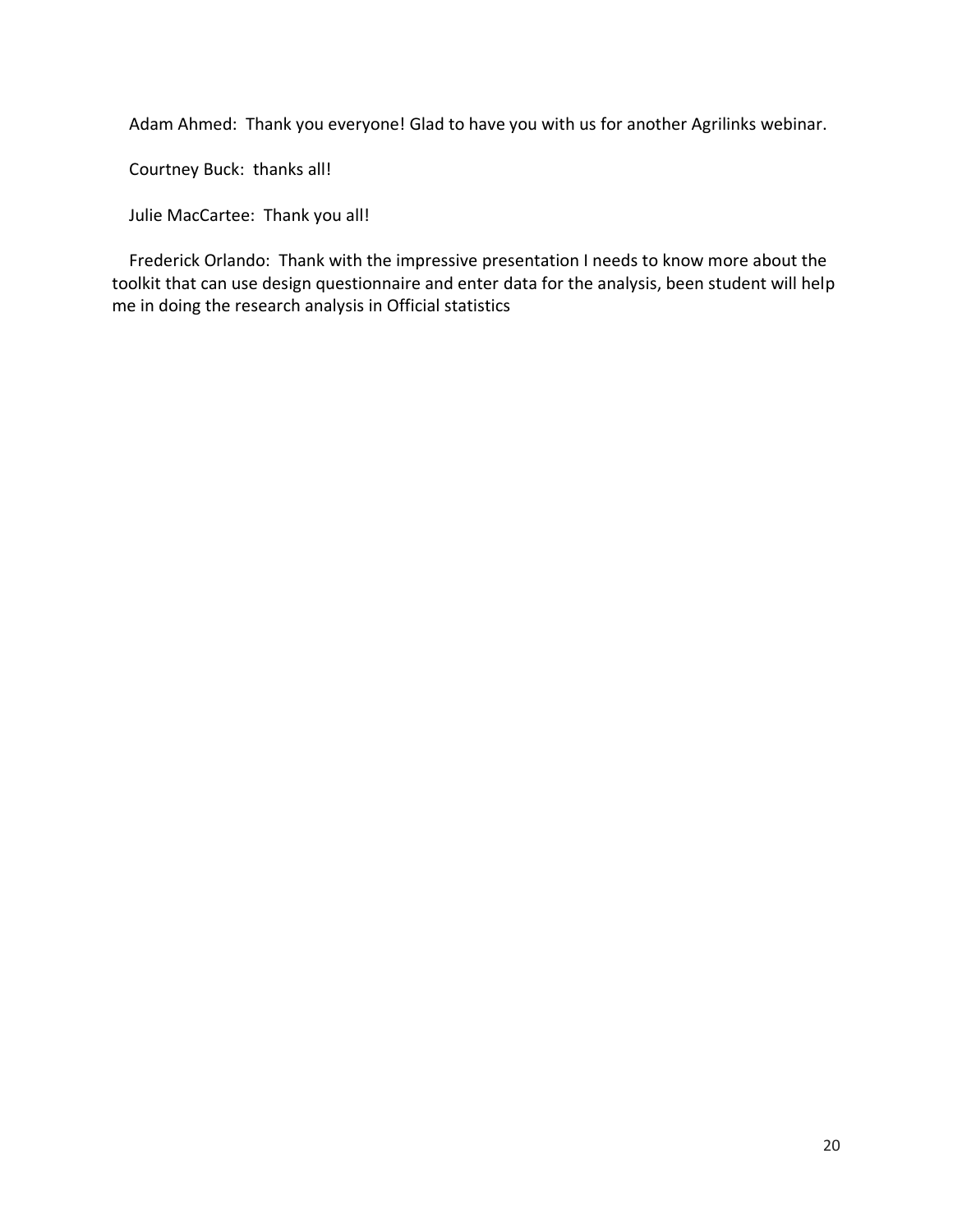Adam Ahmed: Thank you everyone! Glad to have you with us for another Agrilinks webinar.

Courtney Buck: thanks all!

Julie MacCartee: Thank you all!

Frederick Orlando: Thank with the impressive presentation I needs to know more about the toolkit that can use design questionnaire and enter data for the analysis, been student will help me in doing the research analysis in Official statistics